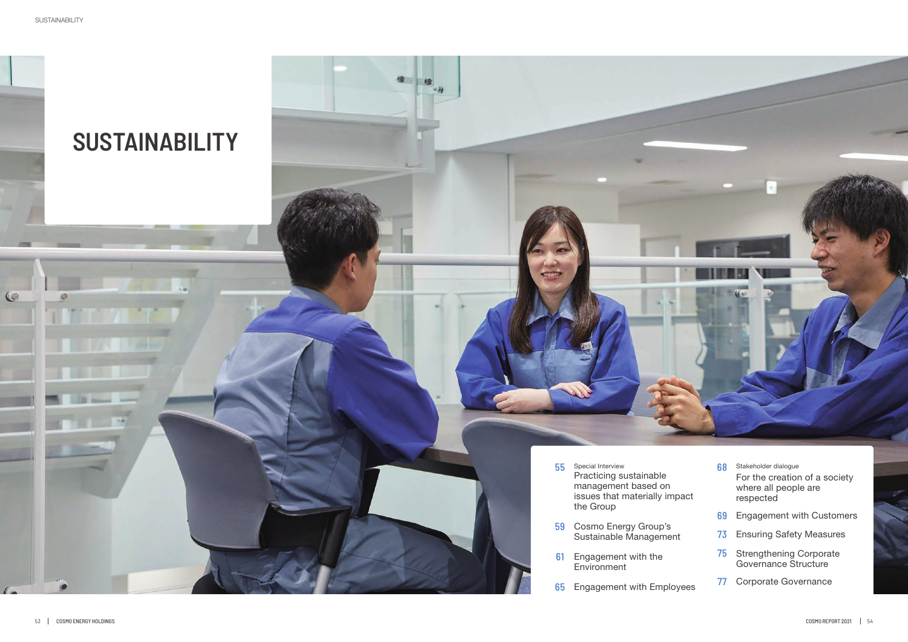# SUSTAINABILITY

- 55 Special Interview
  Practicing sustainable management based on issues that materially impact the Group
- 59 Cosmo Energy Group's Sustainable Management
- 61 Engagement with the Environment
- 65 Engagement with Employees
- 68 Stakeholder dialogue
  For the creation of a society where all people are respected
- 69 Engagement with Customers
- 73 Ensuring Safety Measures
- 75 Strengthening Corporate Governance Structure
- 77 Corporate Governance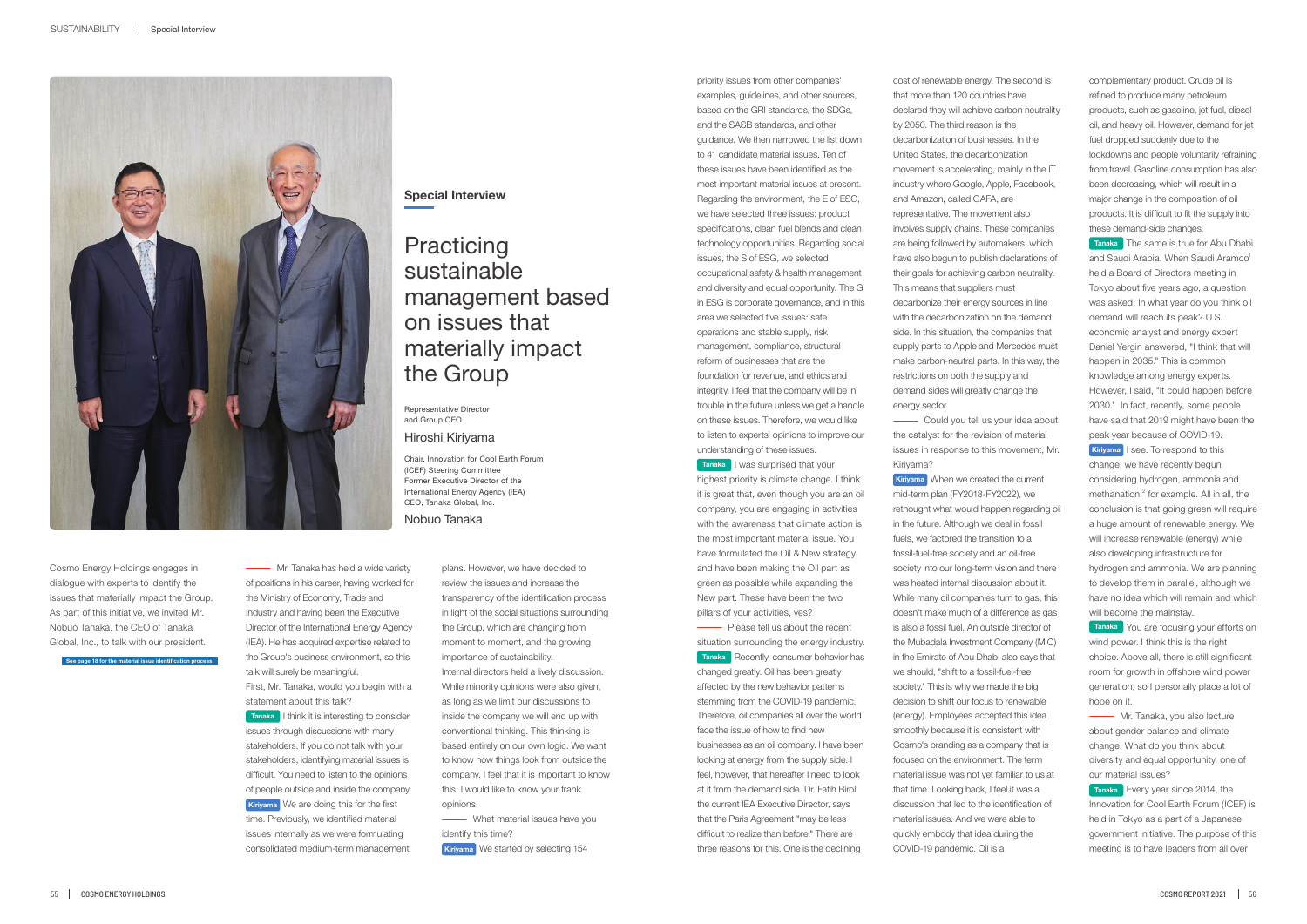## Special Interview

# Practicing sustainable management based on issues that materially impact the Group

Representative Director and Group CEO

### Hiroshi Kiriyama

Chair, Innovation for Cool Earth Forum (ICEF) Steering Committee
Former Executive Director of the International Energy Agency (IEA)
CEO, Tanaka Global, Inc.

### Nobuo Tanaka

Cosmo Energy Holdings engages in dialogue with experts to identify the issues that materially impact the Group. As part of this initiative, we invited Mr. Nobuo Tanaka, the CEO of Tanaka Global, Inc., to talk with our president.

See page 18 for the material issue identification process.

—— Mr. Tanaka has held a wide variety of positions in his career, having worked for the Ministry of Economy, Trade and Industry and having been the Executive Director of the International Energy Agency (IEA). He has acquired expertise related to the Group's business environment, so this talk will surely be meaningful.

First, Mr. Tanaka, would you begin with a statement about this talk?

**Tanaka** I think it is interesting to consider issues through discussions with many stakeholders. If you do not talk with your stakeholders, identifying material issues is difficult. You need to listen to the opinions of people outside and inside the company.

**Kiriyama** We are doing this for the first time. Previously, we identified material issues internally as we were formulating consolidated medium-term management plans. However, we have decided to review the issues and increase the transparency of the identification process in light of the social situations surrounding the Group, which are changing from moment to moment, and the growing importance of sustainability.

Internal directors held a lively discussion. While minority opinions were also given, as long as we limit our discussions to inside the company we will end up with conventional thinking. This thinking is based entirely on our own logic. We want to know how things look from outside the company. I feel that it is important to know this. I would like to know your frank opinions.

—— What material issues have you identify this time?

**Kiriyama** We started by selecting 154 priority issues from other companies' examples, guidelines, and other sources, based on the GRI standards, the SDGs, and the SASB standards, and other guidance. We then narrowed the list down to 41 candidate material issues. Ten of these issues have been identified as the most important material issues at present. Regarding the environment, the E of ESG, we have selected three issues: product specifications, clean fuel blends and clean technology opportunities. Regarding social issues, the S of ESG, we selected occupational safety & health management and diversity and equal opportunity. The G in ESG is corporate governance, and in this area we selected five issues: safe operations and stable supply, risk management, compliance, structural reform of businesses that are the foundation for revenue, and ethics and integrity. I feel that the company will be in trouble in the future unless we get a handle on these issues. Therefore, we would like to listen to experts' opinions to improve our understanding of these issues.

**Tanaka** I was surprised that your highest priority is climate change. I think it is great that, even though you are an oil company, you are engaging in activities with the awareness that climate action is the most important material issue. You have formulated the Oil & New strategy and have been making the Oil part as green as possible while expanding the New part. These have been the two pillars of your activities, yes?

—— Please tell us about the recent situation surrounding the energy industry.

**Tanaka** Recently, consumer behavior has changed greatly. Oil has been greatly affected by the new behavior patterns stemming from the COVID-19 pandemic. Therefore, oil companies all over the world face the issue of how to find new businesses as an oil company. I have been looking at energy from the supply side. I feel, however, that hereafter I need to look at it from the demand side. Dr. Fatih Birol, the current IEA Executive Director, says that the Paris Agreement "may be less difficult to realize than before." There are three reasons for this. One is the declining cost of renewable energy. The second is that more than 120 countries have declared they will achieve carbon neutrality by 2050. The third reason is the decarbonization of businesses. In the United States, the decarbonization movement is accelerating, mainly in the IT industry where Google, Apple, Facebook, and Amazon, called GAFA, are representative. The movement also involves supply chains. These companies are being followed by automakers, which have also begun to publish declarations of their goals for achieving carbon neutrality. This means that suppliers must decarbonize their energy sources in line with the decarbonization on the demand side. In this situation, the companies that supply parts to Apple and Mercedes must make carbon-neutral parts. In this way, the restrictions on both the supply and demand sides will greatly change the energy sector.

—— Could you tell us your idea about the catalyst for the revision of material issues in response to this movement, Mr. Kiriyama?

**Kiriyama** When we created the current mid-term plan (FY2018-FY2022), we rethought what would happen regarding oil in the future. Although we deal in fossil fuels, we factored the transition to a fossil-fuel-free society and an oil-free society into our long-term vision and there was heated internal discussion about it. While many oil companies turn to gas, this doesn't make much of a difference as gas is also a fossil fuel. An outside director of the Mubadala Investment Company (MIC) in the Emirate of Abu Dhabi also says that we should, "shift to a fossil-fuel-free society." This is why we made the big decision to shift our focus to renewable (energy). Employees accepted this idea smoothly because it is consistent with Cosmo's branding as a company that is focused on the environment. The term material issue was not yet familiar to us at that time. Looking back, I feel it was a discussion that led to the identification of material issues. And we were able to quickly embody that idea during the COVID-19 pandemic. Oil is a complementary product. Crude oil is refined to produce many petroleum products, such as gasoline, jet fuel, diesel oil, and heavy oil. However, demand for jet fuel dropped suddenly due to the lockdowns and people voluntarily refraining from travel. Gasoline consumption has also been decreasing, which will result in a major change in the composition of oil products. It is difficult to fit the supply into these demand-side changes.

**Tanaka** The same is true for Abu Dhabi and Saudi Arabia. When Saudi Aramco[1] held a Board of Directors meeting in Tokyo about five years ago, a question was asked: In what year do you think oil demand will reach its peak? U.S. economic analyst and energy expert Daniel Yergin answered, "I think that will happen in 2035." This is common knowledge among energy experts. However, I said, "It could happen before 2030." In fact, recently, some people have said that 2019 might have been the peak year because of COVID-19.

**Kiriyama** I see. To respond to this change, we have recently begun considering hydrogen, ammonia and methanation,[2] for example. All in all, the conclusion is that going green will require a huge amount of renewable energy. We will increase renewable (energy) while also developing infrastructure for hydrogen and ammonia. We are planning to develop them in parallel, although we have no idea which will remain and which will become the mainstay.

**Tanaka** You are focusing your efforts on wind power. I think this is the right choice. Above all, there is still significant room for growth in offshore wind power generation, so I personally place a lot of hope on it.

—— Mr. Tanaka, you also lecture about gender balance and climate change. What do you think about diversity and equal opportunity, one of our material issues?

**Tanaka** Every year since 2014, the Innovation for Cool Earth Forum (ICEF) is held in Tokyo as a part of a Japanese government initiative. The purpose of this meeting is to have leaders from all over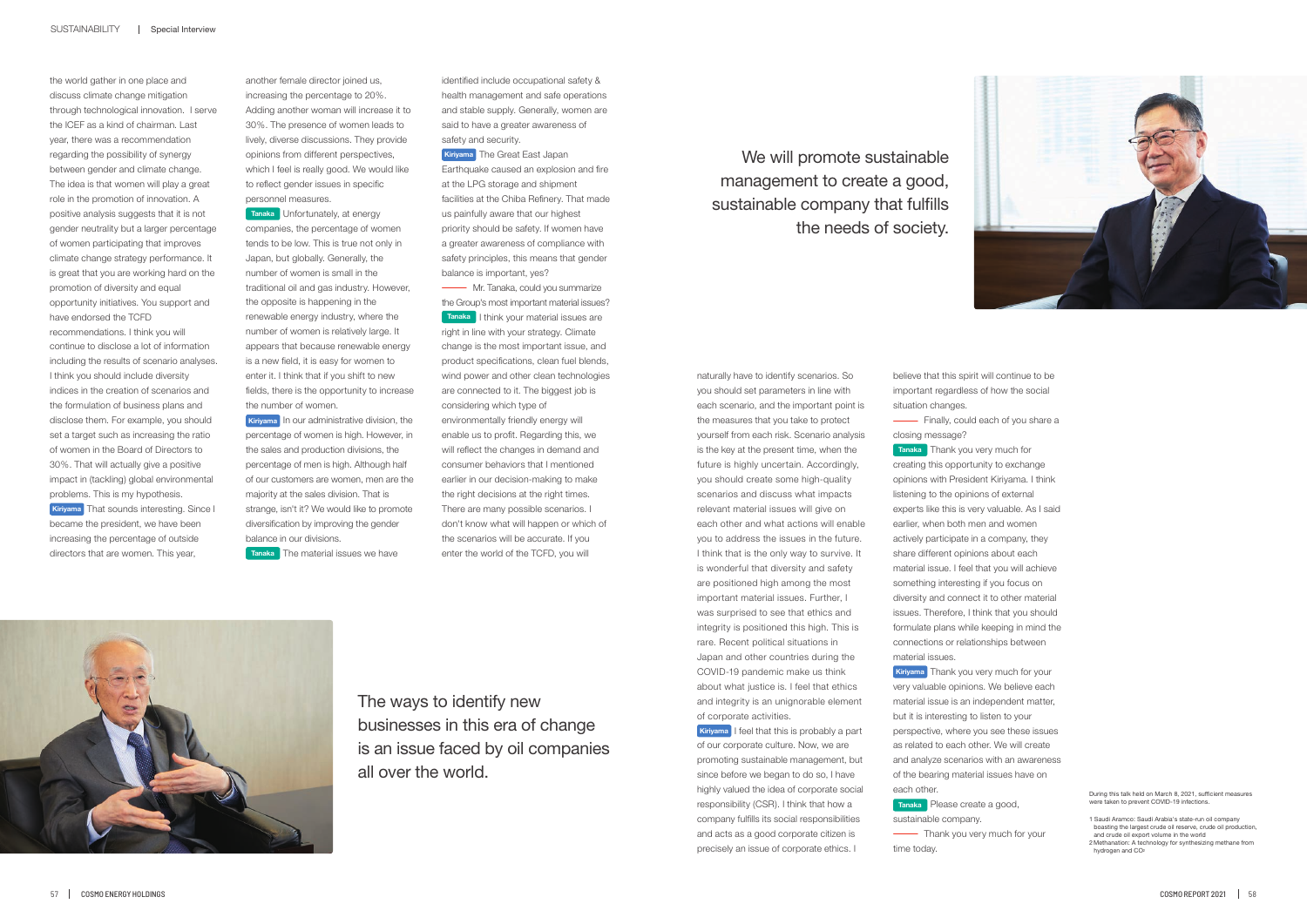the world gather in one place and discuss climate change mitigation through technological innovation. I serve the ICEF as a kind of chairman. Last year, there was a recommendation regarding the possibility of synergy between gender and climate change. The idea is that women will play a great role in the promotion of innovation. A positive analysis suggests that it is not gender neutrality but a larger percentage of women participating that improves climate change strategy performance. It is great that you are working hard on the promotion of diversity and equal opportunity initiatives. You support and have endorsed the TCFD recommendations. I think you will continue to disclose a lot of information including the results of scenario analyses. I think you should include diversity indices in the creation of scenarios and the formulation of business plans and disclose them. For example, you should set a target such as increasing the ratio of women in the Board of Directors to 30%. That will actually give a positive impact in (tackling) global environmental problems. This is my hypothesis.

**Kiriyama** That sounds interesting. Since I became the president, we have been increasing the percentage of outside directors that are women. This year, another female director joined us, increasing the percentage to 20%. Adding another woman will increase it to 30%. The presence of women leads to lively, diverse discussions. They provide opinions from different perspectives, which I feel is really good. We would like to reflect gender issues in specific personnel measures.

**Tanaka** Unfortunately, at energy companies, the percentage of women tends to be low. This is true not only in Japan, but globally. Generally, the number of women is small in the traditional oil and gas industry. However, the opposite is happening in the renewable energy industry, where the number of women is relatively large. It appears that because renewable energy is a new field, it is easy for women to enter it. I think that if you shift to new fields, there is the opportunity to increase the number of women.

**Kiriyama** In our administrative division, the percentage of women is high. However, in the sales and production divisions, the percentage of men is high. Although half of our customers are women, men are the majority at the sales division. That is strange, isn't it? We would like to promote diversification by improving the gender balance in our divisions.

**Tanaka** The material issues we have identified include occupational safety & health management and safe operations and stable supply. Generally, women are said to have a greater awareness of safety and security.

**Kiriyama** The Great East Japan Earthquake caused an explosion and fire at the LPG storage and shipment facilities at the Chiba Refinery. That made us painfully aware that our highest priority should be safety. If women have a greater awareness of compliance with safety principles, this means that gender balance is important, yes?

—— Mr. Tanaka, could you summarize the Group's most important material issues?

**Tanaka** I think your material issues are right in line with your strategy. Climate change is the most important issue, and product specifications, clean fuel blends, wind power and other clean technologies are connected to it. The biggest job is considering which type of environmentally friendly energy will enable us to profit. Regarding this, we will reflect the changes in demand and consumer behaviors that I mentioned earlier in our decision-making to make the right decisions at the right times. There are many possible scenarios. I don't know what will happen or which of the scenarios will be accurate. If you enter the world of the TCFD, you will naturally have to identify scenarios. So you should set parameters in line with each scenario, and the important point is the measures that you take to protect yourself from each risk. Scenario analysis is the key at the present time, when the future is highly uncertain. Accordingly, you should create some high-quality scenarios and discuss what impacts relevant material issues will give on each other and what actions will enable you to address the issues in the future. I think that is the only way to survive. It is wonderful that diversity and safety are positioned high among the most important material issues. Further, I was surprised to see that ethics and integrity is positioned this high. This is rare. Recent political situations in Japan and other countries during the COVID-19 pandemic make us think about what justice is. I feel that ethics and integrity is an unignorable element of corporate activities.

**Kiriyama** I feel that this is probably a part of our corporate culture. Now, we are promoting sustainable management, but since before we began to do so, I have highly valued the idea of corporate social responsibility (CSR). I think that how a company fulfills its social responsibilities and acts as a good corporate citizen is precisely an issue of corporate ethics. I believe that this spirit will continue to be important regardless of how the social situation changes.

—— Finally, could each of you share a closing message?

**Tanaka** Thank you very much for creating this opportunity to exchange opinions with President Kiriyama. I think listening to the opinions of external experts like this is very valuable. As I said earlier, when both men and women actively participate in a company, they share different opinions about each material issue. I feel that you will achieve something interesting if you focus on diversity and connect it to other material issues. Therefore, I think that you should formulate plans while keeping in mind the connections or relationships between material issues.

**Kiriyama** Thank you very much for your very valuable opinions. We believe each material issue is an independent matter, but it is interesting to listen to your perspective, where you see these issues as related to each other. We will create and analyze scenarios with an awareness of the bearing material issues have on each other.

**Tanaka** Please create a good, sustainable company.

—— Thank you very much for your time today.

We will promote sustainable management to create a good, sustainable company that fulfills the needs of society.

The ways to identify new businesses in this era of change is an issue faced by oil companies all over the world.

During this talk held on March 8, 2021, sufficient measures were taken to prevent COVID-19 infections.

1 Saudi Aramco: Saudi Arabia's state-run oil company boasting the largest crude oil reserve, crude oil production, and crude oil export volume in the world
2 Methanation: A technology for synthesizing methane from hydrogen and $CO_2$